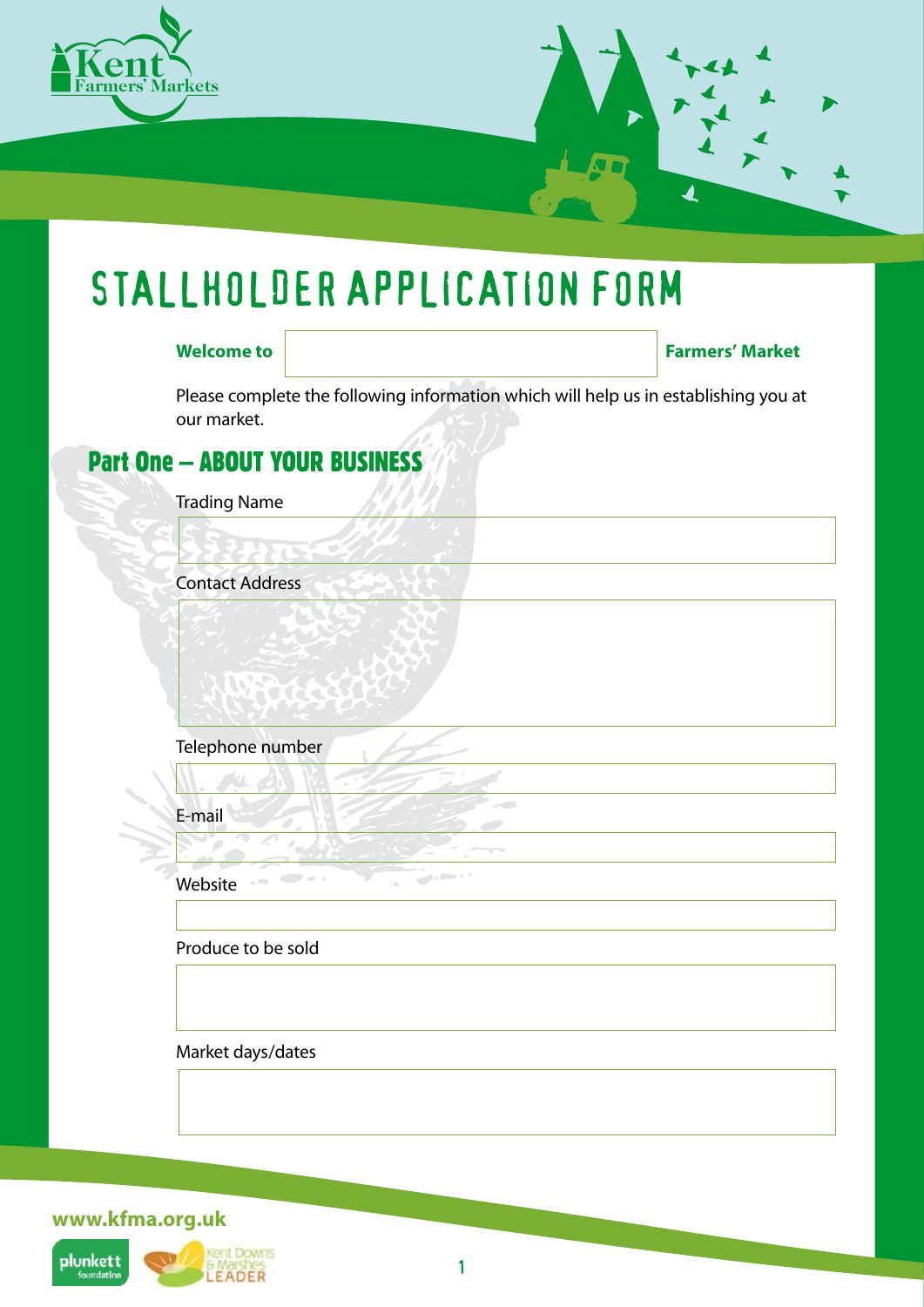# STALLHOLDER APPLICATION FORM

**Welcome to** \_\_\_\_\_\_\_\_\_\_\_\_\_\_\_\_\_\_\_\_ **Farmers' Market**

Please complete the following information which will help us in establishing you at our market.

## Part One – ABOUT YOUR BUSINESS

Trading Name

Contact Address

Telephone number

E-mail

Website

Produce to be sold

Market days/dates

www.kfma.org.uk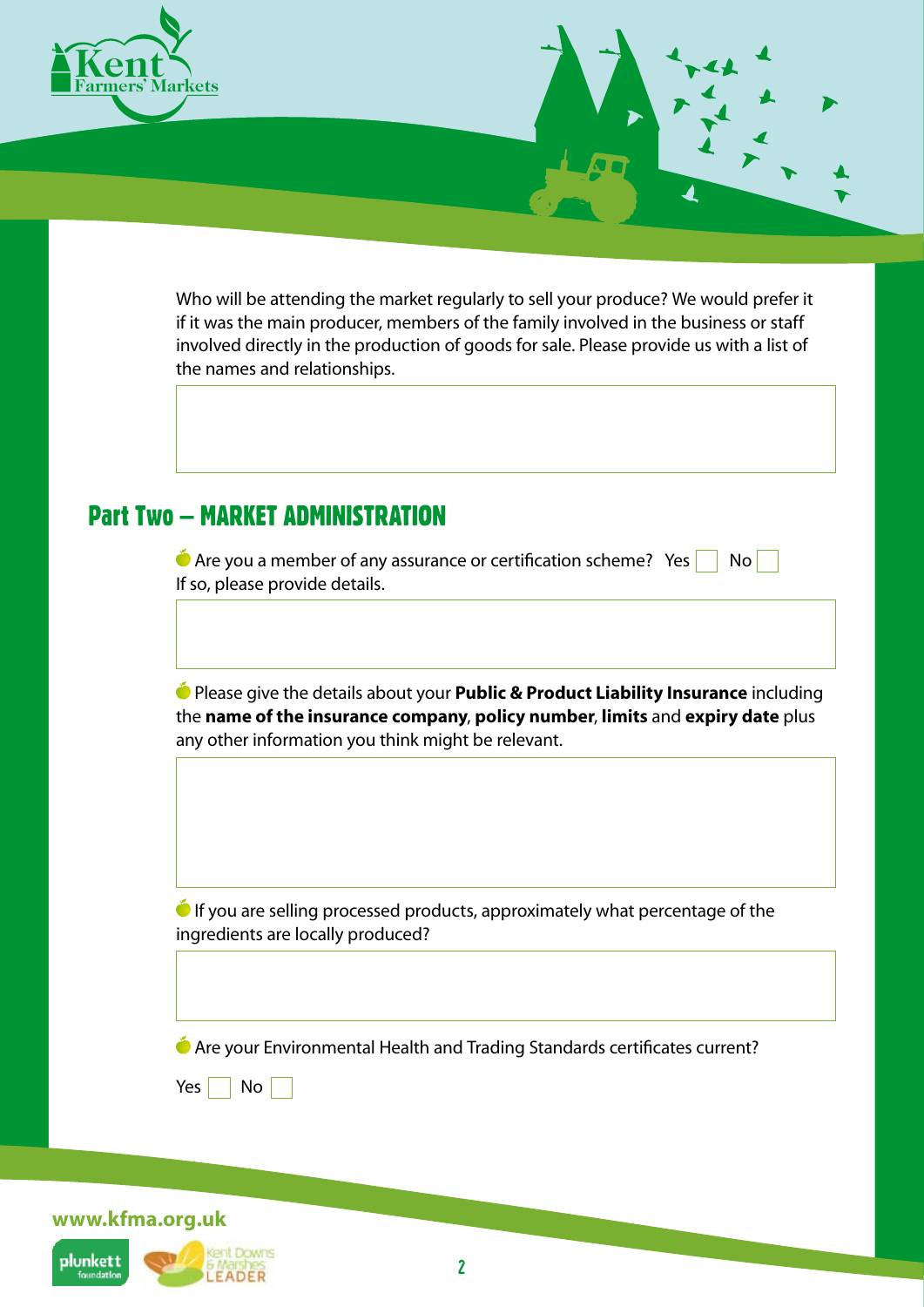Who will be attending the market regularly to sell your produce? We would prefer it if it was the main producer, members of the family involved in the business or staff involved directly in the production of goods for sale. Please provide us with a list of the names and relationships.

## Part Two – MARKET ADMINISTRATION

- Are you a member of any assurance or certification scheme? Yes ☐ No ☐
If so, please provide details.

- Please give the details about your **Public & Product Liability Insurance** including the **name of the insurance company**, **policy number**, **limits** and **expiry date** plus any other information you think might be relevant.

- If you are selling processed products, approximately what percentage of the ingredients are locally produced?

- Are your Environmental Health and Trading Standards certificates current?

Yes ☐ No ☐

www.kfma.org.uk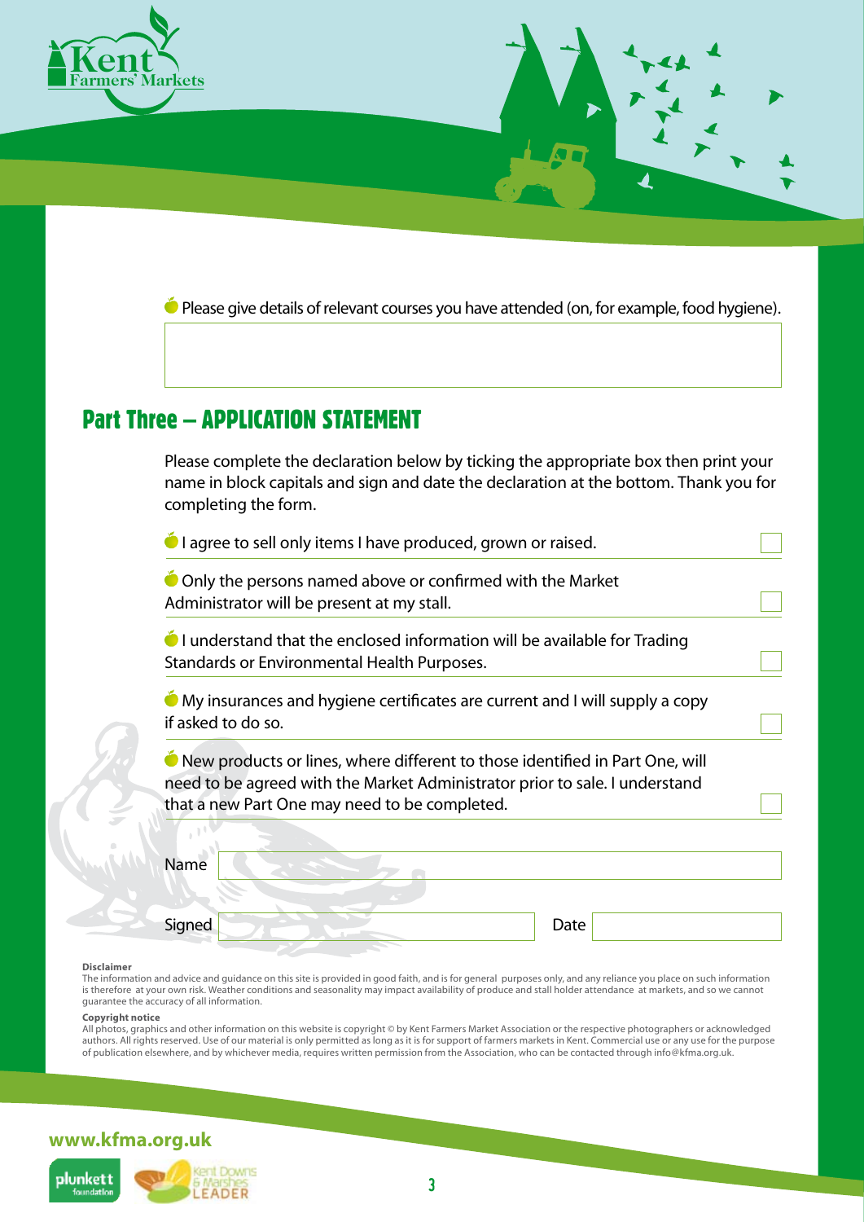- Please give details of relevant courses you have attended (on, for example, food hygiene).

## Part Three – APPLICATION STATEMENT

Please complete the declaration below by ticking the appropriate box then print your name in block capitals and sign and date the declaration at the bottom. Thank you for completing the form.

- I agree to sell only items I have produced, grown or raised. ☐
- Only the persons named above or confirmed with the Market Administrator will be present at my stall. ☐
- I understand that the enclosed information will be available for Trading Standards or Environmental Health Purposes. ☐
- My insurances and hygiene certificates are current and I will supply a copy if asked to do so. ☐
- New products or lines, where different to those identified in Part One, will need to be agreed with the Market Administrator prior to sale. I understand that a new Part One may need to be completed. ☐

Name

Signed Date

**Disclaimer**

The information and advice and guidance on this site is provided in good faith, and is for general purposes only, and any reliance you place on such information is therefore at your own risk. Weather conditions and seasonality may impact availability of produce and stall holder attendance at markets, and so we cannot guarantee the accuracy of all information.

**Copyright notice**

All photos, graphics and other information on this website is copyright © by Kent Farmers Market Association or the respective photographers or acknowledged authors. All rights reserved. Use of our material is only permitted as long as it is for support of farmers markets in Kent. Commercial use or any use for the purpose of publication elsewhere, and by whichever media, requires written permission from the Association, who can be contacted through info@kfma.org.uk.

www.kfma.org.uk